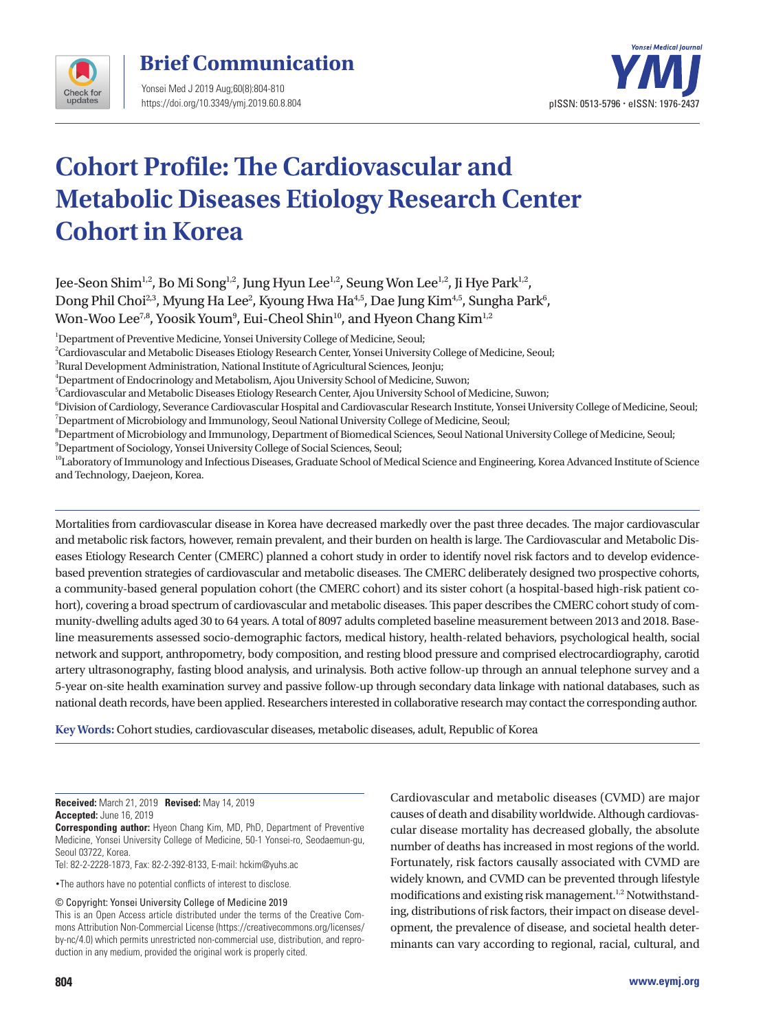Brief Communication

# Cohort Profile: The Cardiovascular and Metabolic Diseases Etiology Research Center Cohort in Korea

Jee-Seon Shim[1,2], Bo Mi Song[1,2], Jung Hyun Lee[1,2], Seung Won Lee[1,2], Ji Hye Park[1,2], Dong Phil Choi[2,3], Myung Ha Lee[2], Kyoung Hwa Ha[4,5], Dae Jung Kim[4,5], Sungha Park[6], Won-Woo Lee[7,8], Yoosik Youm[9], Eui-Cheol Shin[10], and Hyeon Chang Kim[1,2]

[1]Department of Preventive Medicine, Yonsei University College of Medicine, Seoul;
[2]Cardiovascular and Metabolic Diseases Etiology Research Center, Yonsei University College of Medicine, Seoul;
[3]Rural Development Administration, National Institute of Agricultural Sciences, Jeonju;
[4]Department of Endocrinology and Metabolism, Ajou University School of Medicine, Suwon;
[5]Cardiovascular and Metabolic Diseases Etiology Research Center, Ajou University School of Medicine, Suwon;
[6]Division of Cardiology, Severance Cardiovascular Hospital and Cardiovascular Research Institute, Yonsei University College of Medicine, Seoul;
[7]Department of Microbiology and Immunology, Seoul National University College of Medicine, Seoul;
[8]Department of Microbiology and Immunology, Department of Biomedical Sciences, Seoul National University College of Medicine, Seoul;
[9]Department of Sociology, Yonsei University College of Social Sciences, Seoul;
[10]Laboratory of Immunology and Infectious Diseases, Graduate School of Medical Science and Engineering, Korea Advanced Institute of Science and Technology, Daejeon, Korea.

Mortalities from cardiovascular disease in Korea have decreased markedly over the past three decades. The major cardiovascular and metabolic risk factors, however, remain prevalent, and their burden on health is large. The Cardiovascular and Metabolic Diseases Etiology Research Center (CMERC) planned a cohort study in order to identify novel risk factors and to develop evidence-based prevention strategies of cardiovascular and metabolic diseases. The CMERC deliberately designed two prospective cohorts, a community-based general population cohort (the CMERC cohort) and its sister cohort (a hospital-based high-risk patient cohort), covering a broad spectrum of cardiovascular and metabolic diseases. This paper describes the CMERC cohort study of community-dwelling adults aged 30 to 64 years. A total of 8097 adults completed baseline measurement between 2013 and 2018. Baseline measurements assessed socio-demographic factors, medical history, health-related behaviors, psychological health, social network and support, anthropometry, body composition, and resting blood pressure and comprised electrocardiography, carotid artery ultrasonography, fasting blood analysis, and urinalysis. Both active follow-up through an annual telephone survey and a 5-year on-site health examination survey and passive follow-up through secondary data linkage with national databases, such as national death records, have been applied. Researchers interested in collaborative research may contact the corresponding author.

**Key Words:** Cohort studies, cardiovascular diseases, metabolic diseases, adult, Republic of Korea

**Received:** March 21, 2019 **Revised:** May 14, 2019
**Accepted:** June 16, 2019
**Corresponding author:** Hyeon Chang Kim, MD, PhD, Department of Preventive Medicine, Yonsei University College of Medicine, 50-1 Yonsei-ro, Seodaemun-gu, Seoul 03722, Korea.
Tel: 82-2-2228-1873, Fax: 82-2-392-8133, E-mail: hckim@yuhs.ac

•The authors have no potential conflicts of interest to disclose.

© Copyright: Yonsei University College of Medicine 2019
This is an Open Access article distributed under the terms of the Creative Commons Attribution Non-Commercial License (https://creativecommons.org/licenses/by-nc/4.0) which permits unrestricted non-commercial use, distribution, and reproduction in any medium, provided the original work is properly cited.

Cardiovascular and metabolic diseases (CVMD) are major causes of death and disability worldwide. Although cardiovascular disease mortality has decreased globally, the absolute number of deaths has increased in most regions of the world. Fortunately, risk factors causally associated with CVMD are widely known, and CVMD can be prevented through lifestyle modifications and existing risk management.[1,2] Notwithstanding, distributions of risk factors, their impact on disease development, the prevalence of disease, and societal health determinants can vary according to regional, racial, cultural, and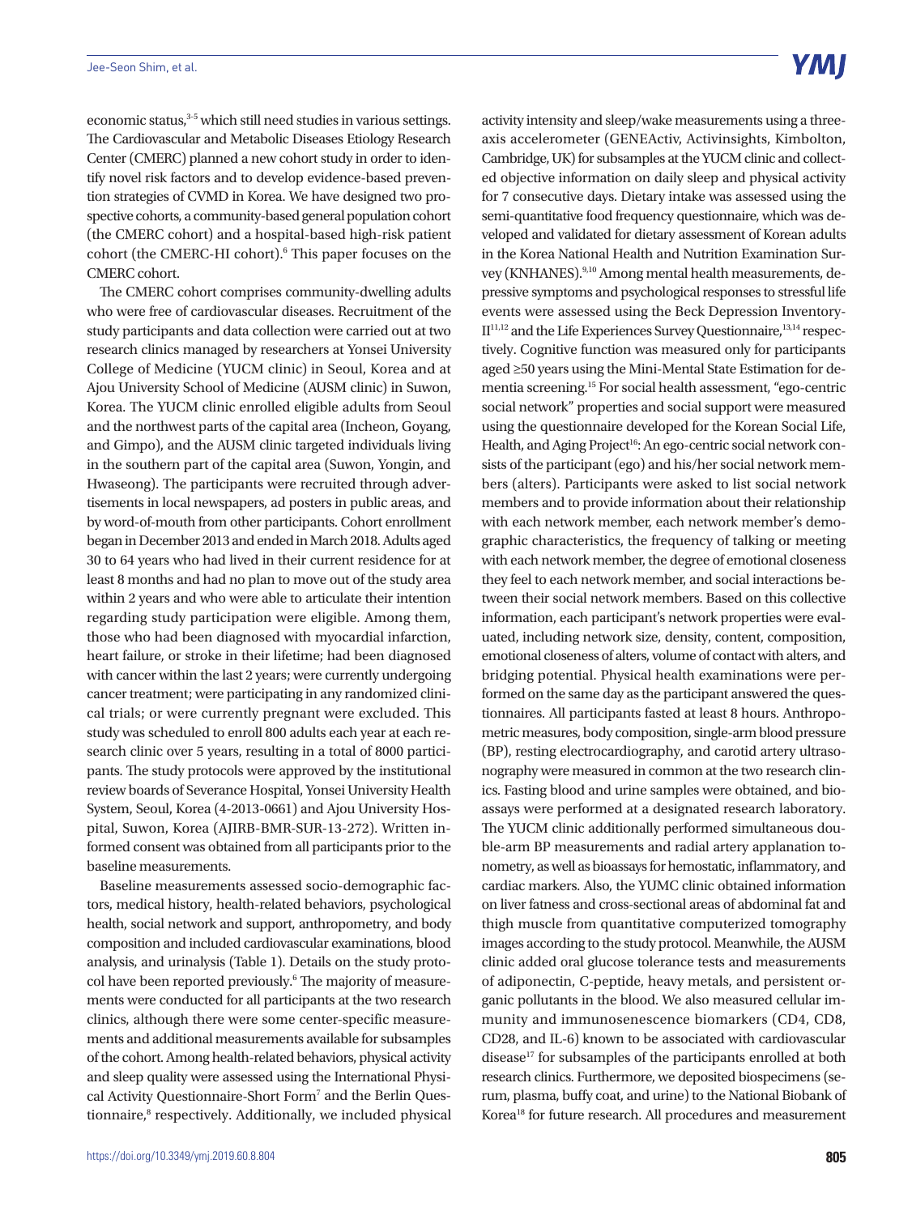economic status,[3-5] which still need studies in various settings. The Cardiovascular and Metabolic Diseases Etiology Research Center (CMERC) planned a new cohort study in order to identify novel risk factors and to develop evidence-based prevention strategies of CVMD in Korea. We have designed two prospective cohorts, a community-based general population cohort (the CMERC cohort) and a hospital-based high-risk patient cohort (the CMERC-HI cohort).[6] This paper focuses on the CMERC cohort.

The CMERC cohort comprises community-dwelling adults who were free of cardiovascular diseases. Recruitment of the study participants and data collection were carried out at two research clinics managed by researchers at Yonsei University College of Medicine (YUCM clinic) in Seoul, Korea and at Ajou University School of Medicine (AUSM clinic) in Suwon, Korea. The YUCM clinic enrolled eligible adults from Seoul and the northwest parts of the capital area (Incheon, Goyang, and Gimpo), and the AUSM clinic targeted individuals living in the southern part of the capital area (Suwon, Yongin, and Hwaseong). The participants were recruited through advertisements in local newspapers, ad posters in public areas, and by word-of-mouth from other participants. Cohort enrollment began in December 2013 and ended in March 2018. Adults aged 30 to 64 years who had lived in their current residence for at least 8 months and had no plan to move out of the study area within 2 years and who were able to articulate their intention regarding study participation were eligible. Among them, those who had been diagnosed with myocardial infarction, heart failure, or stroke in their lifetime; had been diagnosed with cancer within the last 2 years; were currently undergoing cancer treatment; were participating in any randomized clinical trials; or were currently pregnant were excluded. This study was scheduled to enroll 800 adults each year at each research clinic over 5 years, resulting in a total of 8000 participants. The study protocols were approved by the institutional review boards of Severance Hospital, Yonsei University Health System, Seoul, Korea (4-2013-0661) and Ajou University Hospital, Suwon, Korea (AJIRB-BMR-SUR-13-272). Written informed consent was obtained from all participants prior to the baseline measurements.

Baseline measurements assessed socio-demographic factors, medical history, health-related behaviors, psychological health, social network and support, anthropometry, and body composition and included cardiovascular examinations, blood analysis, and urinalysis (Table 1). Details on the study protocol have been reported previously.[6] The majority of measurements were conducted for all participants at the two research clinics, although there were some center-specific measurements and additional measurements available for subsamples of the cohort. Among health-related behaviors, physical activity and sleep quality were assessed using the International Physical Activity Questionnaire-Short Form[7] and the Berlin Questionnaire,[8] respectively. Additionally, we included physical activity intensity and sleep/wake measurements using a three-axis accelerometer (GENEActiv, Activinsights, Kimbolton, Cambridge, UK) for subsamples at the YUCM clinic and collected objective information on daily sleep and physical activity for 7 consecutive days. Dietary intake was assessed using the semi-quantitative food frequency questionnaire, which was developed and validated for dietary assessment of Korean adults in the Korea National Health and Nutrition Examination Survey (KNHANES).[9,10] Among mental health measurements, depressive symptoms and psychological responses to stressful life events were assessed using the Beck Depression Inventory-II[11,12] and the Life Experiences Survey Questionnaire,[13,14] respectively. Cognitive function was measured only for participants aged ≥50 years using the Mini-Mental State Estimation for dementia screening.[15] For social health assessment, "ego-centric social network" properties and social support were measured using the questionnaire developed for the Korean Social Life, Health, and Aging Project[16]: An ego-centric social network consists of the participant (ego) and his/her social network members (alters). Participants were asked to list social network members and to provide information about their relationship with each network member, each network member's demographic characteristics, the frequency of talking or meeting with each network member, the degree of emotional closeness they feel to each network member, and social interactions between their social network members. Based on this collective information, each participant's network properties were evaluated, including network size, density, content, composition, emotional closeness of alters, volume of contact with alters, and bridging potential. Physical health examinations were performed on the same day as the participant answered the questionnaires. All participants fasted at least 8 hours. Anthropometric measures, body composition, single-arm blood pressure (BP), resting electrocardiography, and carotid artery ultrasonography were measured in common at the two research clinics. Fasting blood and urine samples were obtained, and bioassays were performed at a designated research laboratory. The YUCM clinic additionally performed simultaneous double-arm BP measurements and radial artery applanation tonometry, as well as bioassays for hemostatic, inflammatory, and cardiac markers. Also, the YUMC clinic obtained information on liver fatness and cross-sectional areas of abdominal fat and thigh muscle from quantitative computerized tomography images according to the study protocol. Meanwhile, the AUSM clinic added oral glucose tolerance tests and measurements of adiponectin, C-peptide, heavy metals, and persistent organic pollutants in the blood. We also measured cellular immunity and immunosenescence biomarkers (CD4, CD8, CD28, and IL-6) known to be associated with cardiovascular disease[17] for subsamples of the participants enrolled at both research clinics. Furthermore, we deposited biospecimens (serum, plasma, buffy coat, and urine) to the National Biobank of Korea[18] for future research. All procedures and measurement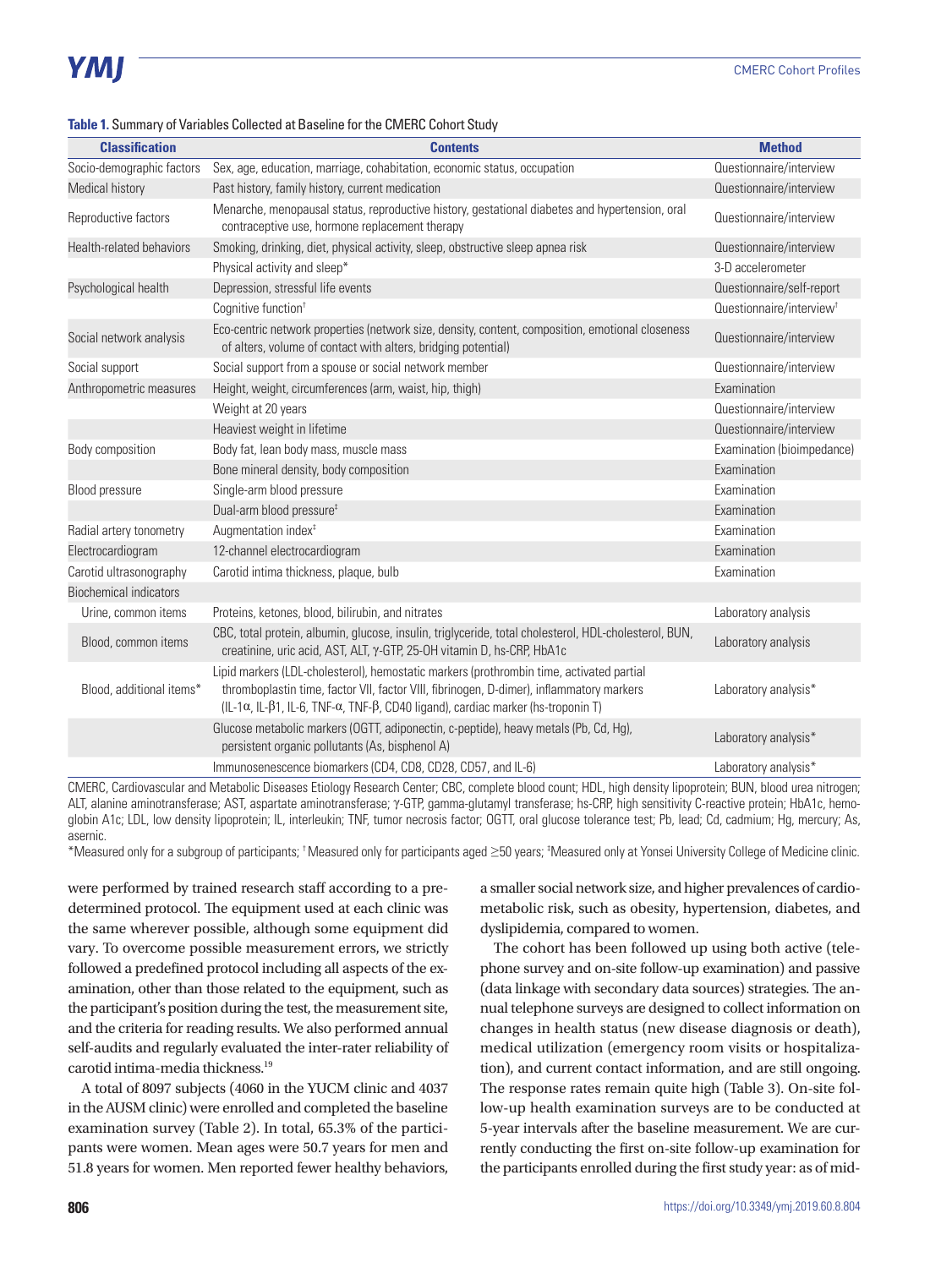**Table 1.** Summary of Variables Collected at Baseline for the CMERC Cohort Study

| Classification | Contents | Method |
|---|---|---|
| Socio-demographic factors | Sex, age, education, marriage, cohabitation, economic status, occupation | Questionnaire/interview |
| Medical history | Past history, family history, current medication | Questionnaire/interview |
| Reproductive factors | Menarche, menopausal status, reproductive history, gestational diabetes and hypertension, oral contraceptive use, hormone replacement therapy | Questionnaire/interview |
| Health-related behaviors | Smoking, drinking, diet, physical activity, sleep, obstructive sleep apnea risk | Questionnaire/interview |
| | Physical activity and sleep* | 3-D accelerometer |
| Psychological health | Depression, stressful life events | Questionnaire/self-report |
| | Cognitive function† | Questionnaire/interview† |
| Social network analysis | Eco-centric network properties (network size, density, content, composition, emotional closeness of alters, volume of contact with alters, bridging potential) | Questionnaire/interview |
| Social support | Social support from a spouse or social network member | Questionnaire/interview |
| Anthropometric measures | Height, weight, circumferences (arm, waist, hip, thigh) | Examination |
| | Weight at 20 years | Questionnaire/interview |
| | Heaviest weight in lifetime | Questionnaire/interview |
| Body composition | Body fat, lean body mass, muscle mass | Examination (bioimpedance) |
| | Bone mineral density, body composition | Examination |
| Blood pressure | Single-arm blood pressure | Examination |
| | Dual-arm blood pressure‡ | Examination |
| Radial artery tonometry | Augmentation index‡ | Examination |
| Electrocardiogram | 12-channel electrocardiogram | Examination |
| Carotid ultrasonography | Carotid intima thickness, plaque, bulb | Examination |
| Biochemical indicators | | |
| Urine, common items | Proteins, ketones, blood, bilirubin, and nitrates | Laboratory analysis |
| Blood, common items | CBC, total protein, albumin, glucose, insulin, triglyceride, total cholesterol, HDL-cholesterol, BUN, creatinine, uric acid, AST, ALT, γ-GTP, 25-OH vitamin D, hs-CRP, HbA1c | Laboratory analysis |
| Blood, additional items* | Lipid markers (LDL-cholesterol), hemostatic markers (prothrombin time, activated partial thromboplastin time, factor VII, factor VIII, fibrinogen, D-dimer), inflammatory markers (IL-1α, IL-β1, IL-6, TNF-α, TNF-β, CD40 ligand), cardiac marker (hs-troponin T) | Laboratory analysis* |
| | Glucose metabolic markers (OGTT, adiponectin, c-peptide), heavy metals (Pb, Cd, Hg), persistent organic pollutants (As, bisphenol A) | Laboratory analysis* |
| | Immunosenescence biomarkers (CD4, CD8, CD28, CD57, and IL-6) | Laboratory analysis* |

CMERC, Cardiovascular and Metabolic Diseases Etiology Research Center; CBC, complete blood count; HDL, high density lipoprotein; BUN, blood urea nitrogen; ALT, alanine aminotransferase; AST, aspartate aminotransferase; γ-GTP, gamma-glutamyl transferase; hs-CRP, high sensitivity C-reactive protein; HbA1c, hemoglobin A1c; LDL, low density lipoprotein; IL, interleukin; TNF, tumor necrosis factor; OGTT, oral glucose tolerance test; Pb, lead; Cd, cadmium; Hg, mercury; As, asernic.

*Measured only for a subgroup of participants; †Measured only for participants aged ≥50 years; ‡Measured only at Yonsei University College of Medicine clinic.

were performed by trained research staff according to a predetermined protocol. The equipment used at each clinic was the same wherever possible, although some equipment did vary. To overcome possible measurement errors, we strictly followed a predefined protocol including all aspects of the examination, other than those related to the equipment, such as the participant's position during the test, the measurement site, and the criteria for reading results. We also performed annual self-audits and regularly evaluated the inter-rater reliability of carotid intima-media thickness.[19]

A total of 8097 subjects (4060 in the YUCM clinic and 4037 in the AUSM clinic) were enrolled and completed the baseline examination survey (Table 2). In total, 65.3% of the participants were women. Mean ages were 50.7 years for men and 51.8 years for women. Men reported fewer healthy behaviors, a smaller social network size, and higher prevalences of cardiometabolic risk, such as obesity, hypertension, diabetes, and dyslipidemia, compared to women.

The cohort has been followed up using both active (telephone survey and on-site follow-up examination) and passive (data linkage with secondary data sources) strategies. The annual telephone surveys are designed to collect information on changes in health status (new disease diagnosis or death), medical utilization (emergency room visits or hospitalization), and current contact information, and are still ongoing. The response rates remain quite high (Table 3). On-site follow-up health examination surveys are to be conducted at 5-year intervals after the baseline measurement. We are currently conducting the first on-site follow-up examination for the participants enrolled during the first study year: as of mid-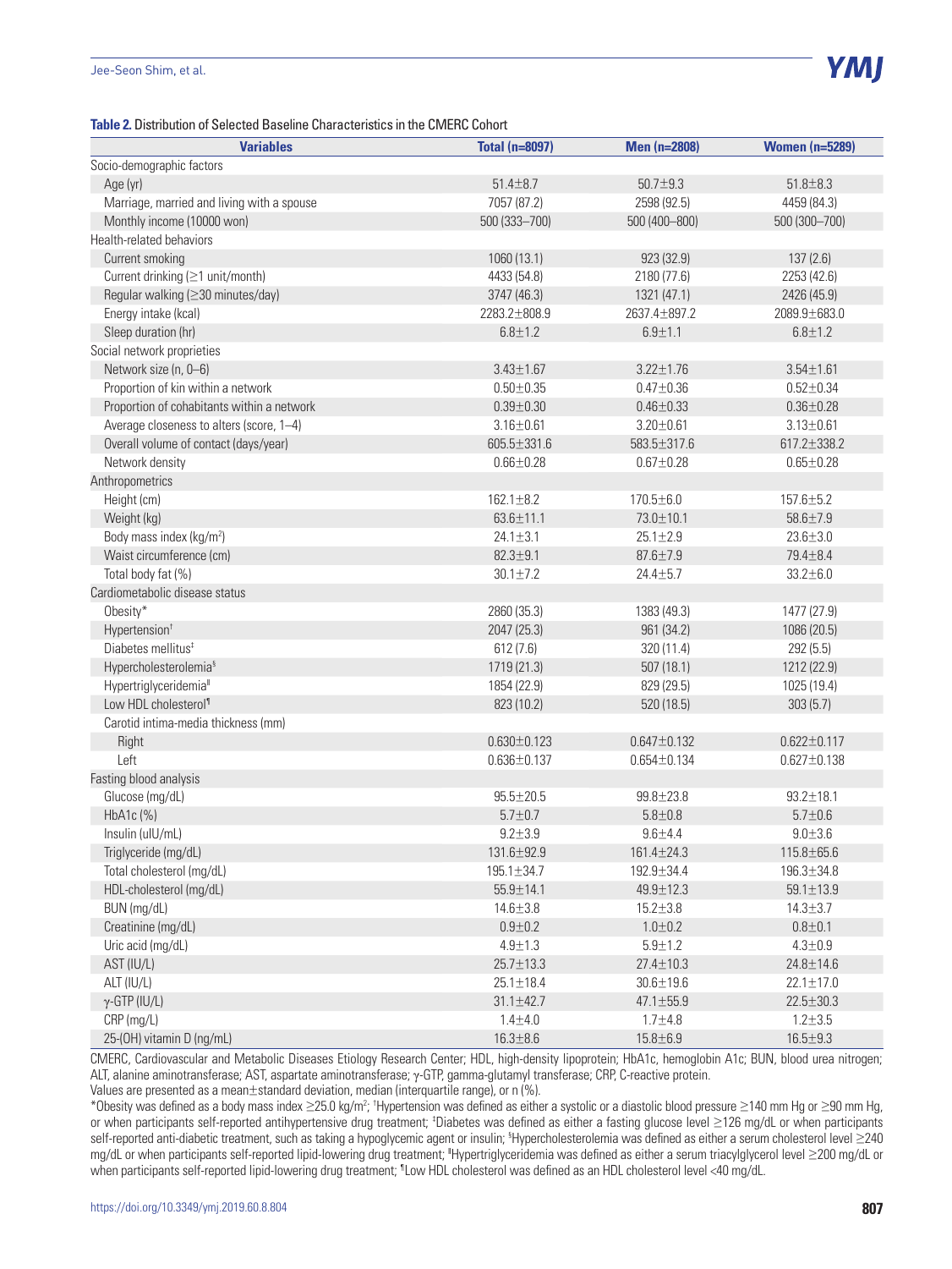**Table 2.** Distribution of Selected Baseline Characteristics in the CMERC Cohort

| Variables | Total (n=8097) | Men (n=2808) | Women (n=5289) |
|---|---|---|---|
| Socio-demographic factors | | | |
| Age (yr) | 51.4±8.7 | 50.7±9.3 | 51.8±8.3 |
| Marriage, married and living with a spouse | 7057 (87.2) | 2598 (92.5) | 4459 (84.3) |
| Monthly income (10000 won) | 500 (333–700) | 500 (400–800) | 500 (300–700) |
| Health-related behaviors | | | |
| Current smoking | 1060 (13.1) | 923 (32.9) | 137 (2.6) |
| Current drinking (≥1 unit/month) | 4433 (54.8) | 2180 (77.6) | 2253 (42.6) |
| Regular walking (≥30 minutes/day) | 3747 (46.3) | 1321 (47.1) | 2426 (45.9) |
| Energy intake (kcal) | 2283.2±808.9 | 2637.4±897.2 | 2089.9±683.0 |
| Sleep duration (hr) | 6.8±1.2 | 6.9±1.1 | 6.8±1.2 |
| Social network proprieties | | | |
| Network size (n, 0–6) | 3.43±1.67 | 3.22±1.76 | 3.54±1.61 |
| Proportion of kin within a network | 0.50±0.35 | 0.47±0.36 | 0.52±0.34 |
| Proportion of cohabitants within a network | 0.39±0.30 | 0.46±0.33 | 0.36±0.28 |
| Average closeness to alters (score, 1–4) | 3.16±0.61 | 3.20±0.61 | 3.13±0.61 |
| Overall volume of contact (days/year) | 605.5±331.6 | 583.5±317.6 | 617.2±338.2 |
| Network density | 0.66±0.28 | 0.67±0.28 | 0.65±0.28 |
| Anthropometrics | | | |
| Height (cm) | 162.1±8.2 | 170.5±6.0 | 157.6±5.2 |
| Weight (kg) | 63.6±11.1 | 73.0±10.1 | 58.6±7.9 |
| Body mass index (kg/m$^2$) | 24.1±3.1 | 25.1±2.9 | 23.6±3.0 |
| Waist circumference (cm) | 82.3±9.1 | 87.6±7.9 | 79.4±8.4 |
| Total body fat (%) | 30.1±7.2 | 24.4±5.7 | 33.2±6.0 |
| Cardiometabolic disease status | | | |
| Obesity* | 2860 (35.3) | 1383 (49.3) | 1477 (27.9) |
| Hypertension† | 2047 (25.3) | 961 (34.2) | 1086 (20.5) |
| Diabetes mellitus‡ | 612 (7.6) | 320 (11.4) | 292 (5.5) |
| Hypercholesterolemia§ | 1719 (21.3) | 507 (18.1) | 1212 (22.9) |
| Hypertriglyceridemia‖ | 1854 (22.9) | 829 (29.5) | 1025 (19.4) |
| Low HDL cholesterol¶ | 823 (10.2) | 520 (18.5) | 303 (5.7) |
| Carotid intima-media thickness (mm) | | | |
| Right | 0.630±0.123 | 0.647±0.132 | 0.622±0.117 |
| Left | 0.636±0.137 | 0.654±0.134 | 0.627±0.138 |
| Fasting blood analysis | | | |
| Glucose (mg/dL) | 95.5±20.5 | 99.8±23.8 | 93.2±18.1 |
| HbA1c (%) | 5.7±0.7 | 5.8±0.8 | 5.7±0.6 |
| Insulin (uIU/mL) | 9.2±3.9 | 9.6±4.4 | 9.0±3.6 |
| Triglyceride (mg/dL) | 131.6±92.9 | 161.4±24.3 | 115.8±65.6 |
| Total cholesterol (mg/dL) | 195.1±34.7 | 192.9±34.4 | 196.3±34.8 |
| HDL-cholesterol (mg/dL) | 55.9±14.1 | 49.9±12.3 | 59.1±13.9 |
| BUN (mg/dL) | 14.6±3.8 | 15.2±3.8 | 14.3±3.7 |
| Creatinine (mg/dL) | 0.9±0.2 | 1.0±0.2 | 0.8±0.1 |
| Uric acid (mg/dL) | 4.9±1.3 | 5.9±1.2 | 4.3±0.9 |
| AST (IU/L) | 25.7±13.3 | 27.4±10.3 | 24.8±14.6 |
| ALT (IU/L) | 25.1±18.4 | 30.6±19.6 | 22.1±17.0 |
| γ-GTP (IU/L) | 31.1±42.7 | 47.1±55.9 | 22.5±30.3 |
| CRP (mg/L) | 1.4±4.0 | 1.7±4.8 | 1.2±3.5 |
| 25-(OH) vitamin D (ng/mL) | 16.3±8.6 | 15.8±6.9 | 16.5±9.3 |

CMERC, Cardiovascular and Metabolic Diseases Etiology Research Center; HDL, high-density lipoprotein; HbA1c, hemoglobin A1c; BUN, blood urea nitrogen; ALT, alanine aminotransferase; AST, aspartate aminotransferase; γ-GTP, gamma-glutamyl transferase; CRP, C-reactive protein.

Values are presented as a mean±standard deviation, median (interquartile range), or n (%).

*Obesity was defined as a body mass index ≥25.0 kg/m$^2$; †Hypertension was defined as either a systolic or a diastolic blood pressure ≥140 mm Hg or ≥90 mm Hg, or when participants self-reported antihypertensive drug treatment; ‡Diabetes was defined as either a fasting glucose level ≥126 mg/dL or when participants self-reported anti-diabetic treatment, such as taking a hypoglycemic agent or insulin; §Hypercholesterolemia was defined as either a serum cholesterol level ≥240 mg/dL or when participants self-reported lipid-lowering drug treatment; ‖Hypertriglyceridemia was defined as either a serum triacylglycerol level ≥200 mg/dL or when participants self-reported lipid-lowering drug treatment; ¶Low HDL cholesterol was defined as an HDL cholesterol level <40 mg/dL.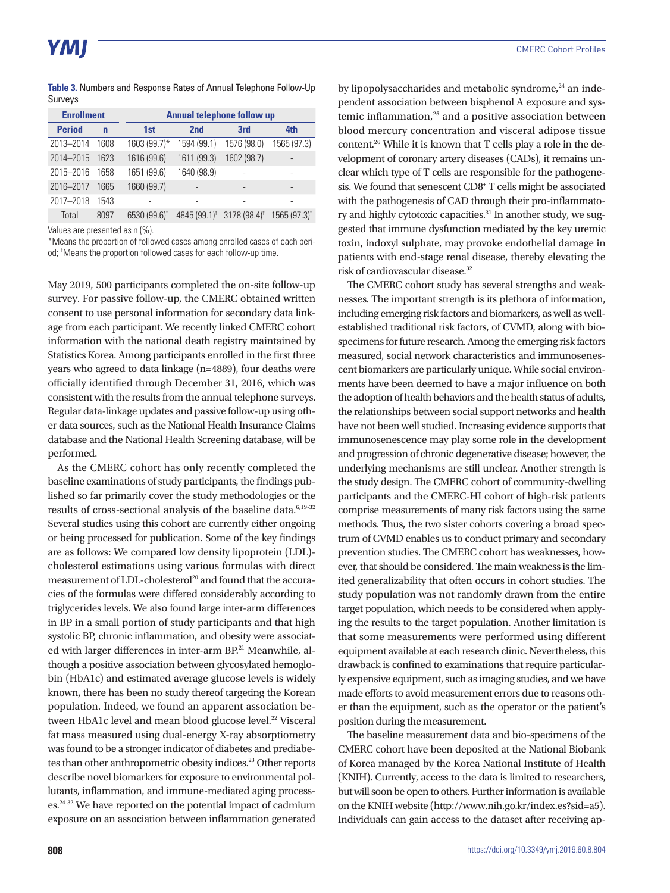**Table 3.** Numbers and Response Rates of Annual Telephone Follow-Up Surveys

| Enrollment | | Annual telephone follow up | | | |
|---|---|---|---|---|---|
| Period | n | 1st | 2nd | 3rd | 4th |
| 2013–2014 | 1608 | 1603 (99.7)* | 1594 (99.1) | 1576 (98.0) | 1565 (97.3) |
| 2014–2015 | 1623 | 1616 (99.6) | 1611 (99.3) | 1602 (98.7) | - |
| 2015–2016 | 1658 | 1651 (99.6) | 1640 (98.9) | - | - |
| 2016–2017 | 1665 | 1660 (99.7) | - | - | - |
| 2017–2018 | 1543 | - | - | - | - |
| Total | 8097 | 6530 (99.6)† | 4845 (99.1)† | 3178 (98.4)† | 1565 (97.3)† |

Values are presented as n (%).

*Means the proportion of followed cases among enrolled cases of each period; †Means the proportion followed cases for each follow-up time.

May 2019, 500 participants completed the on-site follow-up survey. For passive follow-up, the CMERC obtained written consent to use personal information for secondary data linkage from each participant. We recently linked CMERC cohort information with the national death registry maintained by Statistics Korea. Among participants enrolled in the first three years who agreed to data linkage (n=4889), four deaths were officially identified through December 31, 2016, which was consistent with the results from the annual telephone surveys. Regular data-linkage updates and passive follow-up using other data sources, such as the National Health Insurance Claims database and the National Health Screening database, will be performed.

As the CMERC cohort has only recently completed the baseline examinations of study participants, the findings published so far primarily cover the study methodologies or the results of cross-sectional analysis of the baseline data.[6,19-32] Several studies using this cohort are currently either ongoing or being processed for publication. Some of the key findings are as follows: We compared low density lipoprotein (LDL)-cholesterol estimations using various formulas with direct measurement of LDL-cholesterol[20] and found that the accuracies of the formulas were differed considerably according to triglycerides levels. We also found large inter-arm differences in BP in a small portion of study participants and that high systolic BP, chronic inflammation, and obesity were associated with larger differences in inter-arm BP.[21] Meanwhile, although a positive association between glycosylated hemoglobin (HbA1c) and estimated average glucose levels is widely known, there has been no study thereof targeting the Korean population. Indeed, we found an apparent association between HbA1c level and mean blood glucose level.[22] Visceral fat mass measured using dual-energy X-ray absorptiometry was found to be a stronger indicator of diabetes and prediabetes than other anthropometric obesity indices.[23] Other reports describe novel biomarkers for exposure to environmental pollutants, inflammation, and immune-mediated aging processes.[24-32] We have reported on the potential impact of cadmium exposure on an association between inflammation generated by lipopolysaccharides and metabolic syndrome,[24] an independent association between bisphenol A exposure and systemic inflammation,[25] and a positive association between blood mercury concentration and visceral adipose tissue content.[26] While it is known that T cells play a role in the development of coronary artery diseases (CADs), it remains unclear which type of T cells are responsible for the pathogenesis. We found that senescent $CD8^+$ T cells might be associated with the pathogenesis of CAD through their pro-inflammatory and highly cytotoxic capacities.[31] In another study, we suggested that immune dysfunction mediated by the key uremic toxin, indoxyl sulphate, may provoke endothelial damage in patients with end-stage renal disease, thereby elevating the risk of cardiovascular disease.[32]

The CMERC cohort study has several strengths and weaknesses. The important strength is its plethora of information, including emerging risk factors and biomarkers, as well as well-established traditional risk factors, of CVMD, along with bio-specimens for future research. Among the emerging risk factors measured, social network characteristics and immunosenescent biomarkers are particularly unique. While social environments have been deemed to have a major influence on both the adoption of health behaviors and the health status of adults, the relationships between social support networks and health have not been well studied. Increasing evidence supports that immunosenescence may play some role in the development and progression of chronic degenerative disease; however, the underlying mechanisms are still unclear. Another strength is the study design. The CMERC cohort of community-dwelling participants and the CMERC-HI cohort of high-risk patients comprise measurements of many risk factors using the same methods. Thus, the two sister cohorts covering a broad spectrum of CVMD enables us to conduct primary and secondary prevention studies. The CMERC cohort has weaknesses, however, that should be considered. The main weakness is the limited generalizability that often occurs in cohort studies. The study population was not randomly drawn from the entire target population, which needs to be considered when applying the results to the target population. Another limitation is that some measurements were performed using different equipment available at each research clinic. Nevertheless, this drawback is confined to examinations that require particularly expensive equipment, such as imaging studies, and we have made efforts to avoid measurement errors due to reasons other than the equipment, such as the operator or the patient's position during the measurement.

The baseline measurement data and bio-specimens of the CMERC cohort have been deposited at the National Biobank of Korea managed by the Korea National Institute of Health (KNIH). Currently, access to the data is limited to researchers, but will soon be open to others. Further information is available on the KNIH website (http://www.nih.go.kr/index.es?sid=a5). Individuals can gain access to the dataset after receiving ap-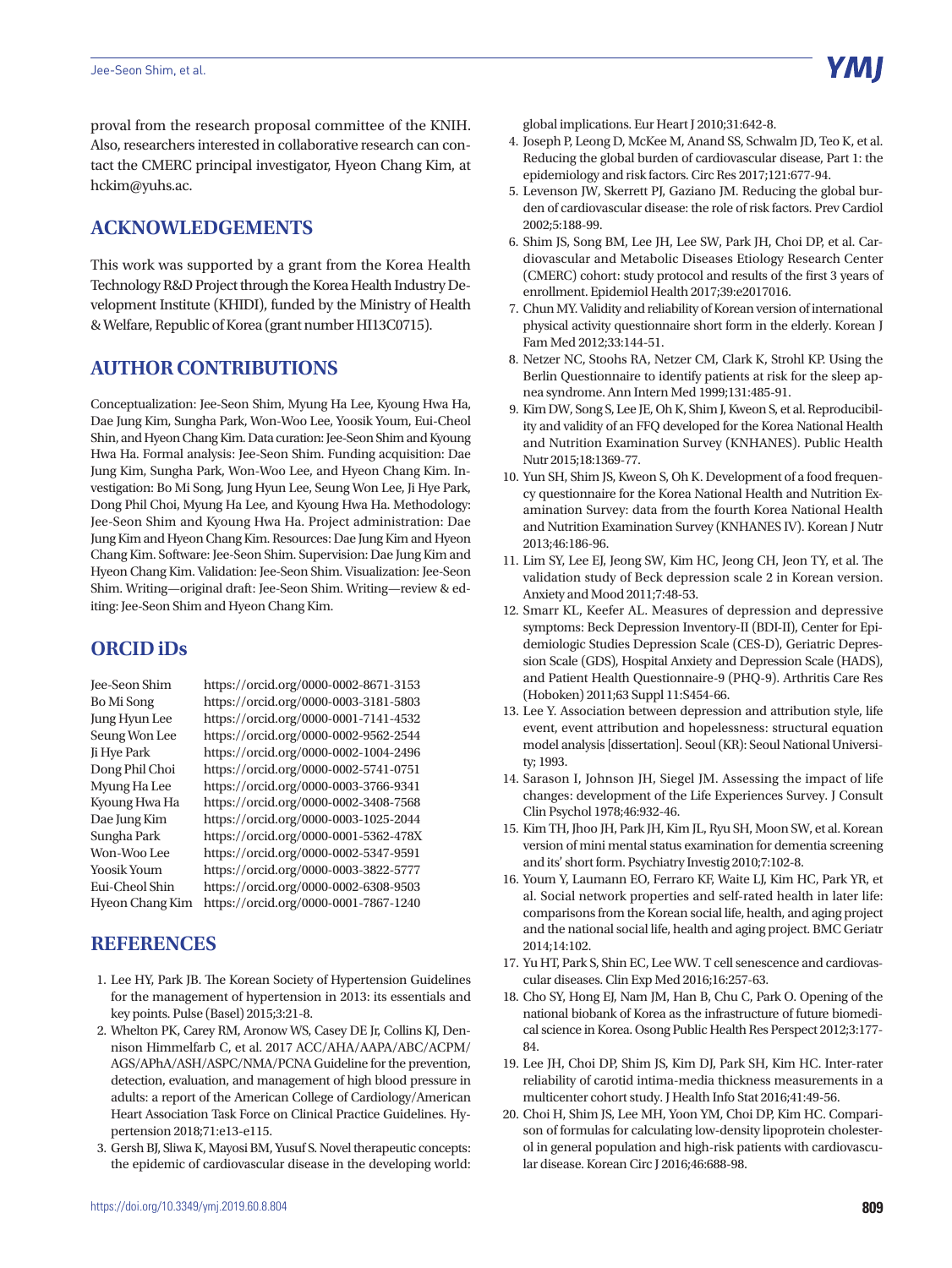proval from the research proposal committee of the KNIH. Also, researchers interested in collaborative research can contact the CMERC principal investigator, Hyeon Chang Kim, at hckim@yuhs.ac.

## ACKNOWLEDGEMENTS

This work was supported by a grant from the Korea Health Technology R&D Project through the Korea Health Industry Development Institute (KHIDI), funded by the Ministry of Health & Welfare, Republic of Korea (grant number HI13C0715).

## AUTHOR CONTRIBUTIONS

Conceptualization: Jee-Seon Shim, Myung Ha Lee, Kyoung Hwa Ha, Dae Jung Kim, Sungha Park, Won-Woo Lee, Yoosik Youm, Eui-Cheol Shin, and Hyeon Chang Kim. Data curation: Jee-Seon Shim and Kyoung Hwa Ha. Formal analysis: Jee-Seon Shim. Funding acquisition: Dae Jung Kim, Sungha Park, Won-Woo Lee, and Hyeon Chang Kim. Investigation: Bo Mi Song, Jung Hyun Lee, Seung Won Lee, Ji Hye Park, Dong Phil Choi, Myung Ha Lee, and Kyoung Hwa Ha. Methodology: Jee-Seon Shim and Kyoung Hwa Ha. Project administration: Dae Jung Kim and Hyeon Chang Kim. Resources: Dae Jung Kim and Hyeon Chang Kim. Software: Jee-Seon Shim. Supervision: Dae Jung Kim and Hyeon Chang Kim. Validation: Jee-Seon Shim. Visualization: Jee-Seon Shim. Writing—original draft: Jee-Seon Shim. Writing—review & editing: Jee-Seon Shim and Hyeon Chang Kim.

## ORCID iDs

| | |
|---|---|
| Jee-Seon Shim | https://orcid.org/0000-0002-8671-3153 |
| Bo Mi Song | https://orcid.org/0000-0003-3181-5803 |
| Jung Hyun Lee | https://orcid.org/0000-0001-7141-4532 |
| Seung Won Lee | https://orcid.org/0000-0002-9562-2544 |
| Ji Hye Park | https://orcid.org/0000-0002-1004-2496 |
| Dong Phil Choi | https://orcid.org/0000-0002-5741-0751 |
| Myung Ha Lee | https://orcid.org/0000-0003-3766-9341 |
| Kyoung Hwa Ha | https://orcid.org/0000-0002-3408-7568 |
| Dae Jung Kim | https://orcid.org/0000-0003-1025-2044 |
| Sungha Park | https://orcid.org/0000-0001-5362-478X |
| Won-Woo Lee | https://orcid.org/0000-0002-5347-9591 |
| Yoosik Youm | https://orcid.org/0000-0003-3822-5777 |
| Eui-Cheol Shin | https://orcid.org/0000-0002-6308-9503 |
| Hyeon Chang Kim | https://orcid.org/0000-0001-7867-1240 |

## REFERENCES

1. Lee HY, Park JB. The Korean Society of Hypertension Guidelines for the management of hypertension in 2013: its essentials and key points. Pulse (Basel) 2015;3:21-8.
2. Whelton PK, Carey RM, Aronow WS, Casey DE Jr, Collins KJ, Dennison Himmelfarb C, et al. 2017 ACC/AHA/AAPA/ABC/ACPM/AGS/APhA/ASH/ASPC/NMA/PCNA Guideline for the prevention, detection, evaluation, and management of high blood pressure in adults: a report of the American College of Cardiology/American Heart Association Task Force on Clinical Practice Guidelines. Hypertension 2018;71:e13-e115.
3. Gersh BJ, Sliwa K, Mayosi BM, Yusuf S. Novel therapeutic concepts: the epidemic of cardiovascular disease in the developing world: global implications. Eur Heart J 2010;31:642-8.
4. Joseph P, Leong D, McKee M, Anand SS, Schwalm JD, Teo K, et al. Reducing the global burden of cardiovascular disease, Part 1: the epidemiology and risk factors. Circ Res 2017;121:677-94.
5. Levenson JW, Skerrett PJ, Gaziano JM. Reducing the global burden of cardiovascular disease: the role of risk factors. Prev Cardiol 2002;5:188-99.
6. Shim JS, Song BM, Lee JH, Lee SW, Park JH, Choi DP, et al. Cardiovascular and Metabolic Diseases Etiology Research Center (CMERC) cohort: study protocol and results of the first 3 years of enrollment. Epidemiol Health 2017;39:e2017016.
7. Chun MY. Validity and reliability of Korean version of international physical activity questionnaire short form in the elderly. Korean J Fam Med 2012;33:144-51.
8. Netzer NC, Stoohs RA, Netzer CM, Clark K, Strohl KP. Using the Berlin Questionnaire to identify patients at risk for the sleep apnea syndrome. Ann Intern Med 1999;131:485-91.
9. Kim DW, Song S, Lee JE, Oh K, Shim J, Kweon S, et al. Reproducibility and validity of an FFQ developed for the Korea National Health and Nutrition Examination Survey (KNHANES). Public Health Nutr 2015;18:1369-77.
10. Yun SH, Shim JS, Kweon S, Oh K. Development of a food frequency questionnaire for the Korea National Health and Nutrition Examination Survey: data from the fourth Korea National Health and Nutrition Examination Survey (KNHANES IV). Korean J Nutr 2013;46:186-96.
11. Lim SY, Lee EJ, Jeong SW, Kim HC, Jeong CH, Jeon TY, et al. The validation study of Beck depression scale 2 in Korean version. Anxiety and Mood 2011;7:48-53.
12. Smarr KL, Keefer AL. Measures of depression and depressive symptoms: Beck Depression Inventory-II (BDI-II), Center for Epidemiologic Studies Depression Scale (CES-D), Geriatric Depression Scale (GDS), Hospital Anxiety and Depression Scale (HADS), and Patient Health Questionnaire-9 (PHQ-9). Arthritis Care Res (Hoboken) 2011;63 Suppl 11:S454-66.
13. Lee Y. Association between depression and attribution style, life event, event attribution and hopelessness: structural equation model analysis [dissertation]. Seoul (KR): Seoul National University; 1993.
14. Sarason I, Johnson JH, Siegel JM. Assessing the impact of life changes: development of the Life Experiences Survey. J Consult Clin Psychol 1978;46:932-46.
15. Kim TH, Jhoo JH, Park JH, Kim JL, Ryu SH, Moon SW, et al. Korean version of mini mental status examination for dementia screening and its' short form. Psychiatry Investig 2010;7:102-8.
16. Youm Y, Laumann EO, Ferraro KF, Waite LJ, Kim HC, Park YR, et al. Social network properties and self-rated health in later life: comparisons from the Korean social life, health, and aging project and the national social life, health and aging project. BMC Geriatr 2014;14:102.
17. Yu HT, Park S, Shin EC, Lee WW. T cell senescence and cardiovascular diseases. Clin Exp Med 2016;16:257-63.
18. Cho SY, Hong EJ, Nam JM, Han B, Chu C, Park O. Opening of the national biobank of Korea as the infrastructure of future biomedical science in Korea. Osong Public Health Res Perspect 2012;3:177-84.
19. Lee JH, Choi DP, Shim JS, Kim DJ, Park SH, Kim HC. Inter-rater reliability of carotid intima-media thickness measurements in a multicenter cohort study. J Health Info Stat 2016;41:49-56.
20. Choi H, Shim JS, Lee MH, Yoon YM, Choi DP, Kim HC. Comparison of formulas for calculating low-density lipoprotein cholesterol in general population and high-risk patients with cardiovascular disease. Korean Circ J 2016;46:688-98.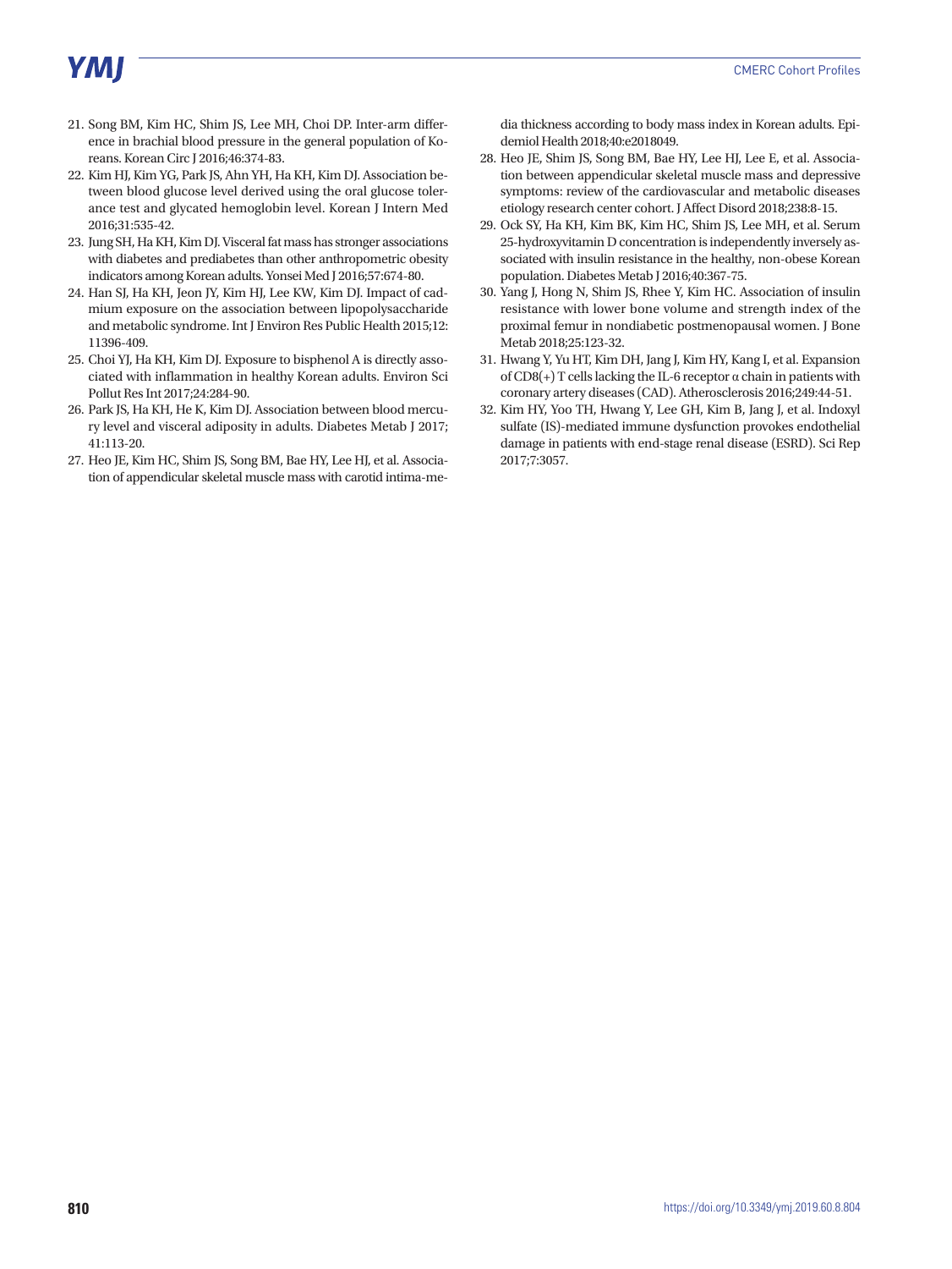21. Song BM, Kim HC, Shim JS, Lee MH, Choi DP. Inter-arm difference in brachial blood pressure in the general population of Koreans. Korean Circ J 2016;46:374-83.
22. Kim HJ, Kim YG, Park JS, Ahn YH, Ha KH, Kim DJ. Association between blood glucose level derived using the oral glucose tolerance test and glycated hemoglobin level. Korean J Intern Med 2016;31:535-42.
23. Jung SH, Ha KH, Kim DJ. Visceral fat mass has stronger associations with diabetes and prediabetes than other anthropometric obesity indicators among Korean adults. Yonsei Med J 2016;57:674-80.
24. Han SJ, Ha KH, Jeon JY, Kim HJ, Lee KW, Kim DJ. Impact of cadmium exposure on the association between lipopolysaccharide and metabolic syndrome. Int J Environ Res Public Health 2015;12: 11396-409.
25. Choi YJ, Ha KH, Kim DJ. Exposure to bisphenol A is directly associated with inflammation in healthy Korean adults. Environ Sci Pollut Res Int 2017;24:284-90.
26. Park JS, Ha KH, He K, Kim DJ. Association between blood mercury level and visceral adiposity in adults. Diabetes Metab J 2017; 41:113-20.
27. Heo JE, Kim HC, Shim JS, Song BM, Bae HY, Lee HJ, et al. Association of appendicular skeletal muscle mass with carotid intima-media thickness according to body mass index in Korean adults. Epidemiol Health 2018;40:e2018049.
28. Heo JE, Shim JS, Song BM, Bae HY, Lee HJ, Lee E, et al. Association between appendicular skeletal muscle mass and depressive symptoms: review of the cardiovascular and metabolic diseases etiology research center cohort. J Affect Disord 2018;238:8-15.
29. Ock SY, Ha KH, Kim BK, Kim HC, Shim JS, Lee MH, et al. Serum 25-hydroxyvitamin D concentration is independently inversely associated with insulin resistance in the healthy, non-obese Korean population. Diabetes Metab J 2016;40:367-75.
30. Yang J, Hong N, Shim JS, Rhee Y, Kim HC. Association of insulin resistance with lower bone volume and strength index of the proximal femur in nondiabetic postmenopausal women. J Bone Metab 2018;25:123-32.
31. Hwang Y, Yu HT, Kim DH, Jang J, Kim HY, Kang I, et al. Expansion of CD8(+) T cells lacking the IL-6 receptor α chain in patients with coronary artery diseases (CAD). Atherosclerosis 2016;249:44-51.
32. Kim HY, Yoo TH, Hwang Y, Lee GH, Kim B, Jang J, et al. Indoxyl sulfate (IS)-mediated immune dysfunction provokes endothelial damage in patients with end-stage renal disease (ESRD). Sci Rep 2017;7:3057.